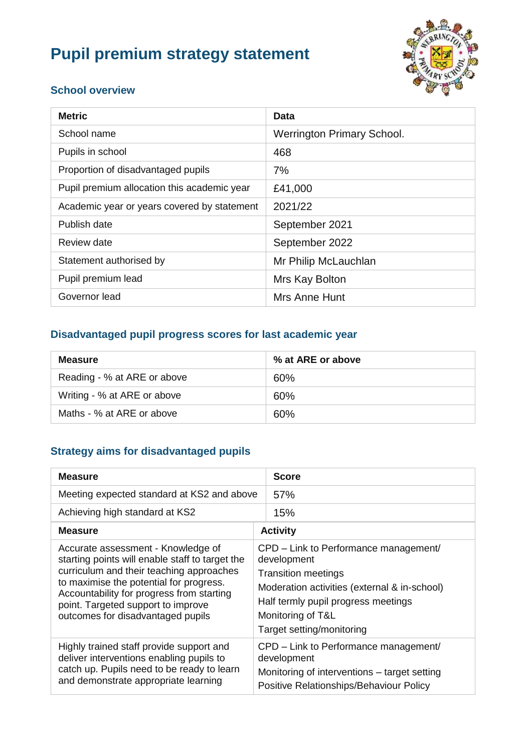# Pupil premium strategy statement

## School overview

| Metric | Data |
| --- | --- |
| School name | Werrington Primary School. |
| Pupils in school | 468 |
| Proportion of disadvantaged pupils | 7% |
| Pupil premium allocation this academic year | £41,000 |
| Academic year or years covered by statement | 2021/22 |
| Publish date | September 2021 |
| Review date | September 2022 |
| Statement authorised by | Mr Philip McLauchlan |
| Pupil premium lead | Mrs Kay Bolton |
| Governor lead | Mrs Anne Hunt |

## Disadvantaged pupil progress scores for last academic year

| Measure | % at ARE or above |
| --- | --- |
| Reading - % at ARE or above | 60% |
| Writing - % at ARE or above | 60% |
| Maths - % at ARE or above | 60% |

## Strategy aims for disadvantaged pupils

| Measure | Score |
| --- | --- |
| Meeting expected standard at KS2 and above | 57% |
| Achieving high standard at KS2 | 15% |

| Measure | Activity |
| --- | --- |
| Accurate assessment - Knowledge of starting points will enable staff to target the curriculum and their teaching approaches to maximise the potential for progress. Accountability for progress from starting point. Targeted support to improve outcomes for disadvantaged pupils | CPD – Link to Performance management/ development<br>Transition meetings<br>Moderation activities (external & in-school)<br>Half termly pupil progress meetings<br>Monitoring of T&L<br>Target setting/monitoring |
| Highly trained staff provide support and deliver interventions enabling pupils to catch up. Pupils need to be ready to learn and demonstrate appropriate learning | CPD – Link to Performance management/ development<br>Monitoring of interventions – target setting<br>Positive Relationships/Behaviour Policy |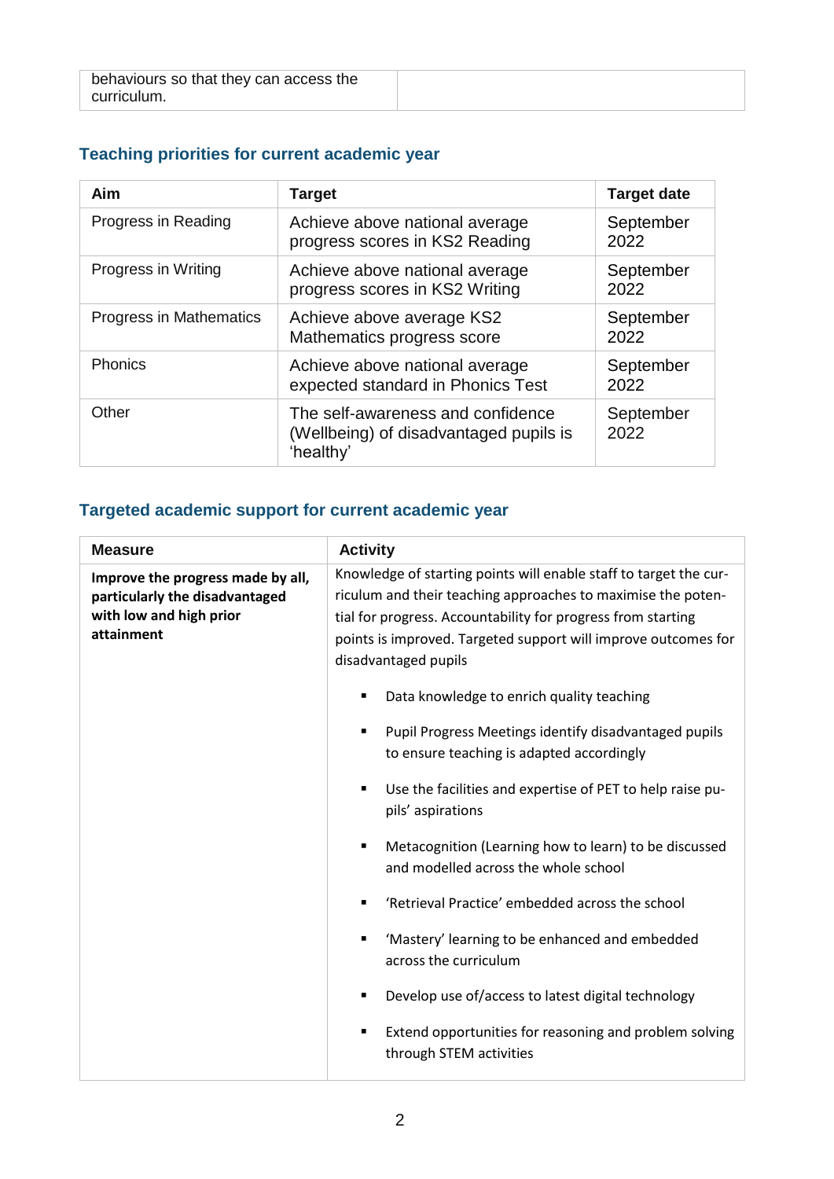| behaviours so that they can access the curriculum. | |
|---|---|

## Teaching priorities for current academic year

| Aim | Target | Target date |
|---|---|---|
| Progress in Reading | Achieve above national average progress scores in KS2 Reading | September 2022 |
| Progress in Writing | Achieve above national average progress scores in KS2 Writing | September 2022 |
| Progress in Mathematics | Achieve above average KS2 Mathematics progress score | September 2022 |
| Phonics | Achieve above national average expected standard in Phonics Test | September 2022 |
| Other | The self-awareness and confidence (Wellbeing) of disadvantaged pupils is 'healthy' | September 2022 |

## Targeted academic support for current academic year

| Measure | Activity |
|---|---|
| **Improve the progress made by all, particularly the disadvantaged with low and high prior attainment** | Knowledge of starting points will enable staff to target the curriculum and their teaching approaches to maximise the potential for progress. Accountability for progress from starting points is improved. Targeted support will improve outcomes for disadvantaged pupils<br><br>▪ Data knowledge to enrich quality teaching<br>▪ Pupil Progress Meetings identify disadvantaged pupils to ensure teaching is adapted accordingly<br>▪ Use the facilities and expertise of PET to help raise pupils' aspirations<br>▪ Metacognition (Learning how to learn) to be discussed and modelled across the whole school<br>▪ 'Retrieval Practice' embedded across the school<br>▪ 'Mastery' learning to be enhanced and embedded across the curriculum<br>▪ Develop use of/access to latest digital technology<br>▪ Extend opportunities for reasoning and problem solving through STEM activities |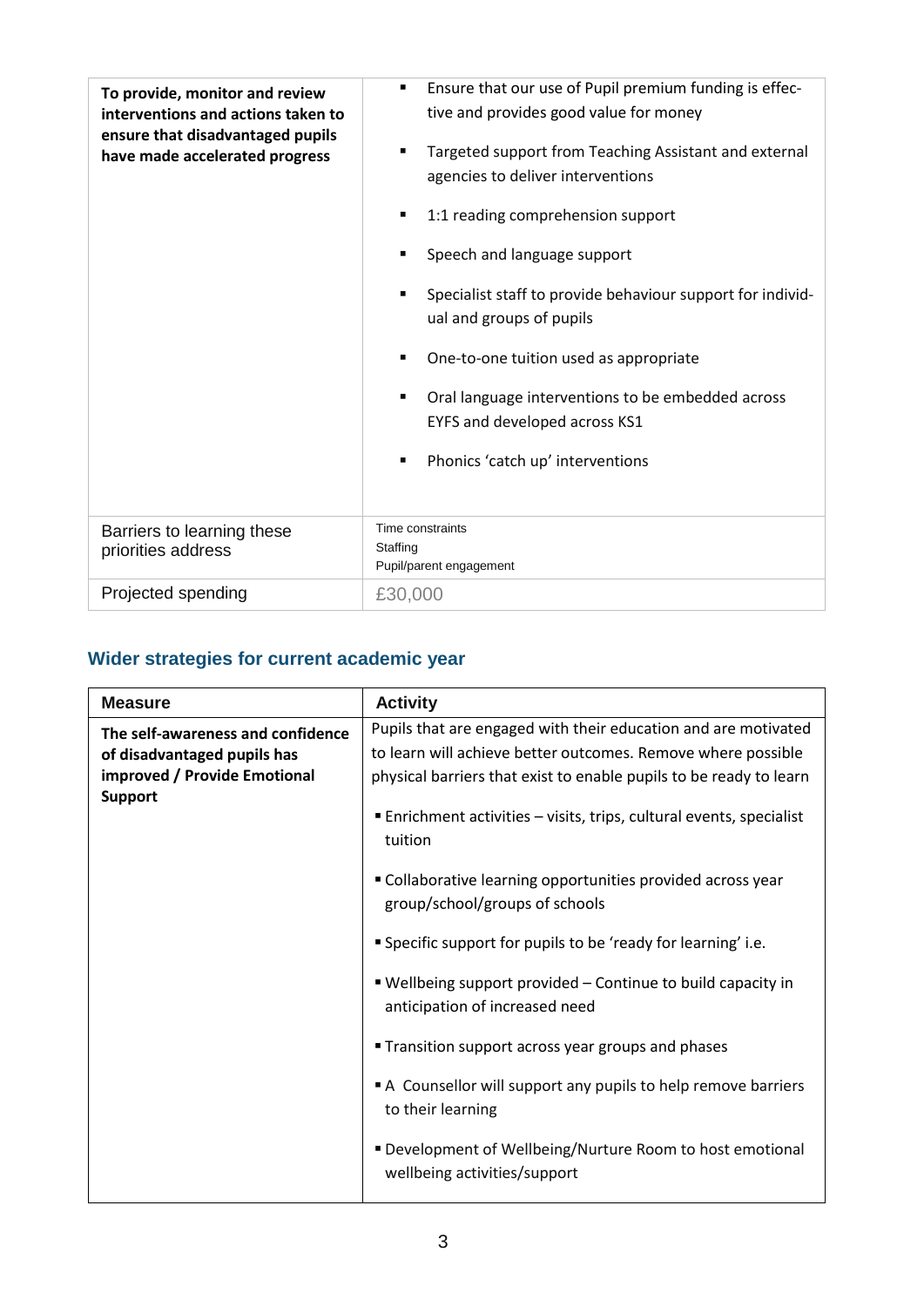| | |
|---|---|
| **To provide, monitor and review interventions and actions taken to ensure that disadvantaged pupils have made accelerated progress** | ▪ Ensure that our use of Pupil premium funding is effective and provides good value for money<br>▪ Targeted support from Teaching Assistant and external agencies to deliver interventions<br>▪ 1:1 reading comprehension support<br>▪ Speech and language support<br>▪ Specialist staff to provide behaviour support for individual and groups of pupils<br>▪ One-to-one tuition used as appropriate<br>▪ Oral language interventions to be embedded across EYFS and developed across KS1<br>▪ Phonics 'catch up' interventions |
| Barriers to learning these priorities address | Time constraints<br>Staffing<br>Pupil/parent engagement |
| Projected spending | £30,000 |

## Wider strategies for current academic year

| Measure | Activity |
|---|---|
| **The self-awareness and confidence of disadvantaged pupils has improved / Provide Emotional Support** | Pupils that are engaged with their education and are motivated to learn will achieve better outcomes. Remove where possible physical barriers that exist to enable pupils to be ready to learn<br>▪ Enrichment activities – visits, trips, cultural events, specialist tuition<br>▪ Collaborative learning opportunities provided across year group/school/groups of schools<br>▪ Specific support for pupils to be 'ready for learning' i.e.<br>▪ Wellbeing support provided – Continue to build capacity in anticipation of increased need<br>▪ Transition support across year groups and phases<br>▪ A Counsellor will support any pupils to help remove barriers to their learning<br>▪ Development of Wellbeing/Nurture Room to host emotional wellbeing activities/support |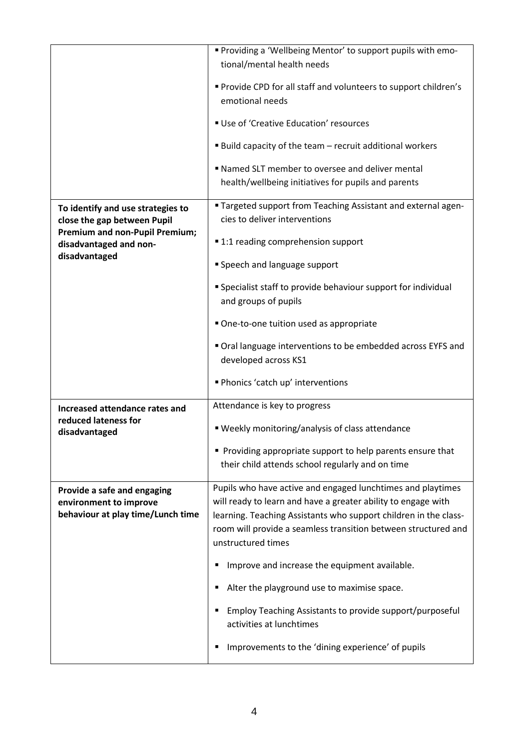| | |
|---|---|
| | ▪ Providing a 'Wellbeing Mentor' to support pupils with emotional/mental health needs<br><br>▪ Provide CPD for all staff and volunteers to support children's emotional needs<br><br>▪ Use of 'Creative Education' resources<br><br>▪ Build capacity of the team – recruit additional workers<br><br>▪ Named SLT member to oversee and deliver mental health/wellbeing initiatives for pupils and parents |
| **To identify and use strategies to close the gap between Pupil Premium and non-Pupil Premium; disadvantaged and non-disadvantaged** | ▪ Targeted support from Teaching Assistant and external agencies to deliver interventions<br><br>▪ 1:1 reading comprehension support<br><br>▪ Speech and language support<br><br>▪ Specialist staff to provide behaviour support for individual and groups of pupils<br><br>▪ One-to-one tuition used as appropriate<br><br>▪ Oral language interventions to be embedded across EYFS and developed across KS1<br><br>▪ Phonics 'catch up' interventions |
| **Increased attendance rates and reduced lateness for disadvantaged** | Attendance is key to progress<br><br>▪ Weekly monitoring/analysis of class attendance<br><br>▪ Providing appropriate support to help parents ensure that their child attends school regularly and on time |
| **Provide a safe and engaging environment to improve behaviour at play time/Lunch time** | Pupils who have active and engaged lunchtimes and playtimes will ready to learn and have a greater ability to engage with learning. Teaching Assistants who support children in the classroom will provide a seamless transition between structured and unstructured times<br><br>▪ Improve and increase the equipment available.<br><br>▪ Alter the playground use to maximise space.<br><br>▪ Employ Teaching Assistants to provide support/purposeful activities at lunchtimes<br><br>▪ Improvements to the 'dining experience' of pupils |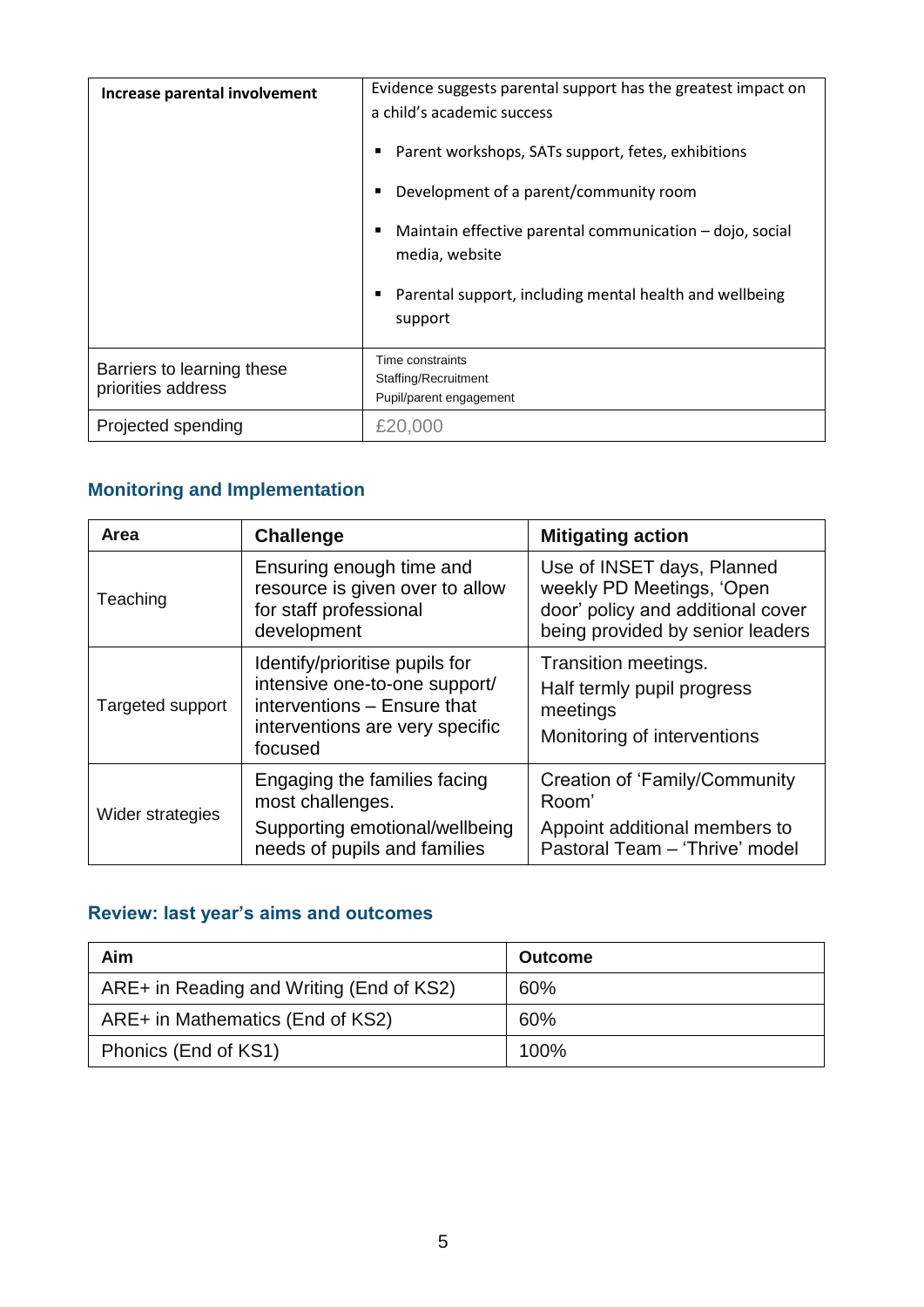| | |
|---|---|
| **Increase parental involvement** | Evidence suggests parental support has the greatest impact on a child's academic success<br>▪ Parent workshops, SATs support, fetes, exhibitions<br>▪ Development of a parent/community room<br>▪ Maintain effective parental communication – dojo, social media, website<br>▪ Parental support, including mental health and wellbeing support |
| Barriers to learning these priorities address | Time constraints<br>Staffing/Recruitment<br>Pupil/parent engagement |
| Projected spending | £20,000 |

## Monitoring and Implementation

| Area | Challenge | Mitigating action |
|---|---|---|
| Teaching | Ensuring enough time and resource is given over to allow for staff professional development | Use of INSET days, Planned weekly PD Meetings, 'Open door' policy and additional cover being provided by senior leaders |
| Targeted support | Identify/prioritise pupils for intensive one-to-one support/ interventions – Ensure that interventions are very specific focused | Transition meetings.<br>Half termly pupil progress meetings<br>Monitoring of interventions |
| Wider strategies | Engaging the families facing most challenges.<br>Supporting emotional/wellbeing needs of pupils and families | Creation of 'Family/Community Room'<br>Appoint additional members to Pastoral Team – 'Thrive' model |

## Review: last year's aims and outcomes

| Aim | Outcome |
|---|---|
| ARE+ in Reading and Writing (End of KS2) | 60% |
| ARE+ in Mathematics (End of KS2) | 60% |
| Phonics (End of KS1) | 100% |